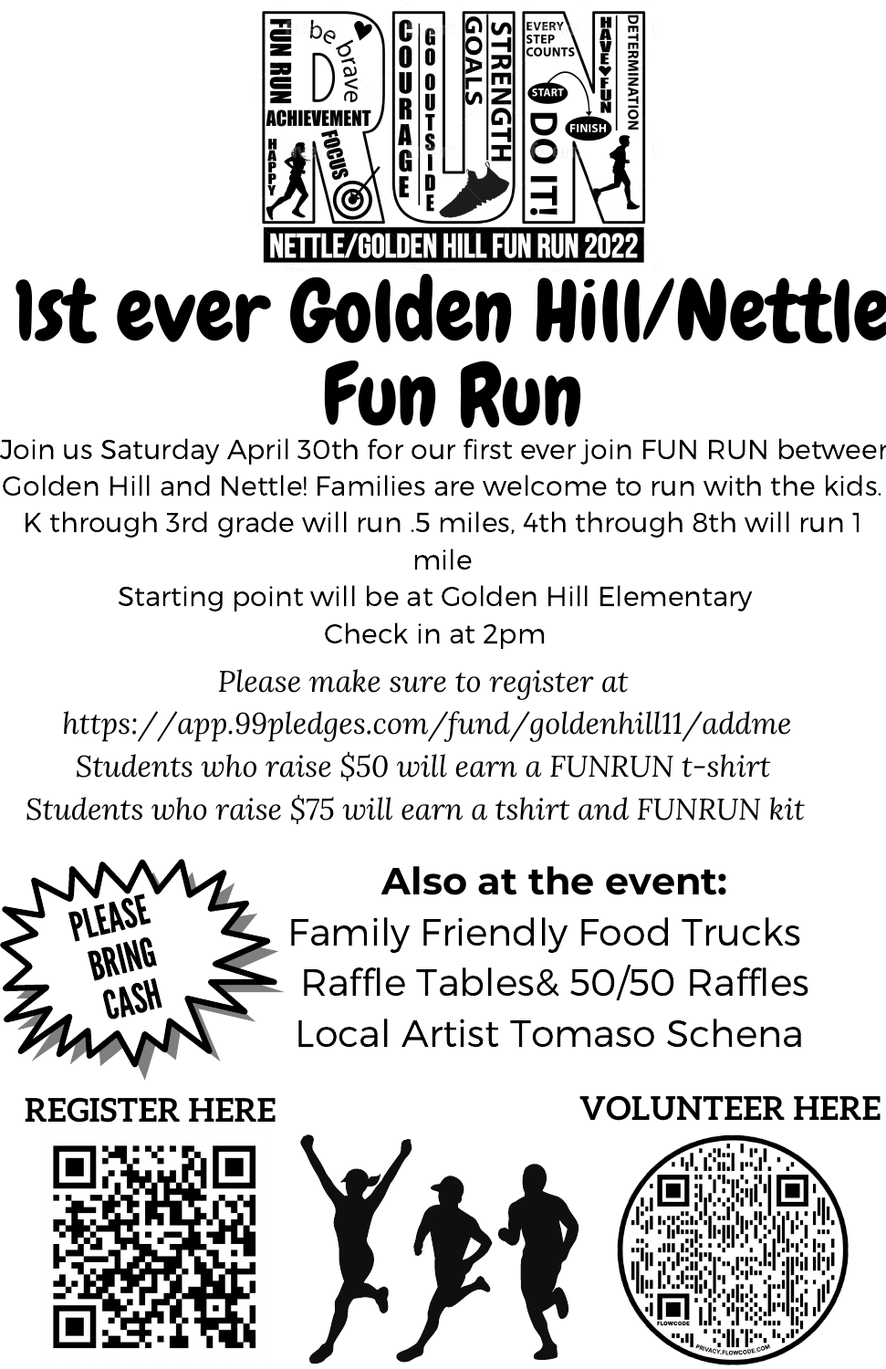NETTLE/GOLDEN HILL FUN RUN 2022

# 1st ever Golden Hill/Nettle Fun Run

Join us Saturday April 30th for our first ever join FUN RUN between Golden Hill and Nettle! Families are welcome to run with the kids. K through 3rd grade will run .5 miles, 4th through 8th will run 1 mile

Starting point will be at Golden Hill Elementary

Check in at 2pm

*Please make sure to register at https://app.99pledges.com/fund/goldenhill11/addme*

*Students who raise $50 will earn a FUNRUN t-shirt*

*Students who raise $75 will earn a tshirt and FUNRUN kit*

**PLEASE BRING CASH**

## Also at the event:

Family Friendly Food Trucks

Raffle Tables& 50/50 Raffles

Local Artist Tomaso Schena

**REGISTER HERE**

**VOLUNTEER HERE**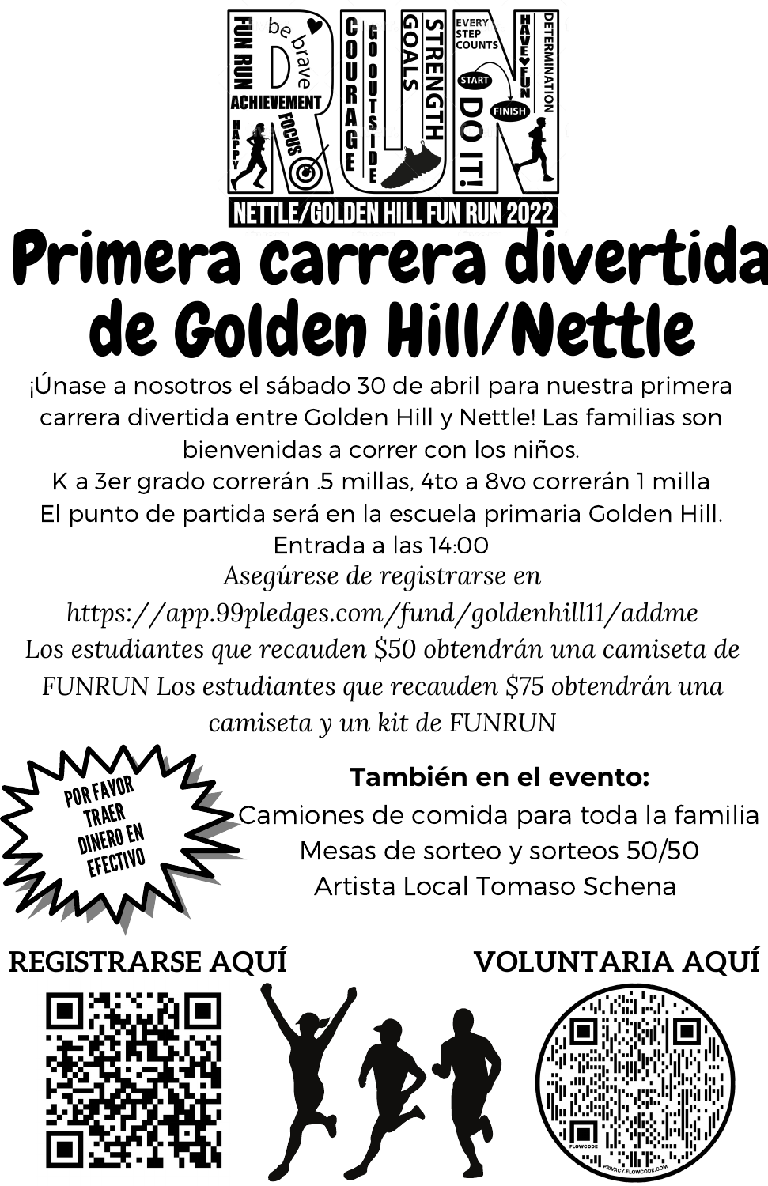NETTLE/GOLDEN HILL FUN RUN 2022

# Primera carrera divertida de Golden Hill/Nettle

¡Únase a nosotros el sábado 30 de abril para nuestra primera carrera divertida entre Golden Hill y Nettle! Las familias son bienvenidas a correr con los niños.

K a 3er grado correrán .5 millas, 4to a 8vo correrán 1 milla

El punto de partida será en la escuela primaria Golden Hill.

Entrada a las 14:00

*Asegúrese de registrarse en*

*https://app.99pledges.com/fund/goldenhill11/addme*

*Los estudiantes que recauden $50 obtendrán una camiseta de FUNRUN Los estudiantes que recauden $75 obtendrán una camiseta y un kit de FUNRUN*

**POR FAVOR TRAER DINERO EN EFECTIVO**

**También en el evento:**

Camiones de comida para toda la familia

Mesas de sorteo y sorteos 50/50

Artista Local Tomaso Schena

**REGISTRARSE AQUÍ**

**VOLUNTARIA AQUÍ**